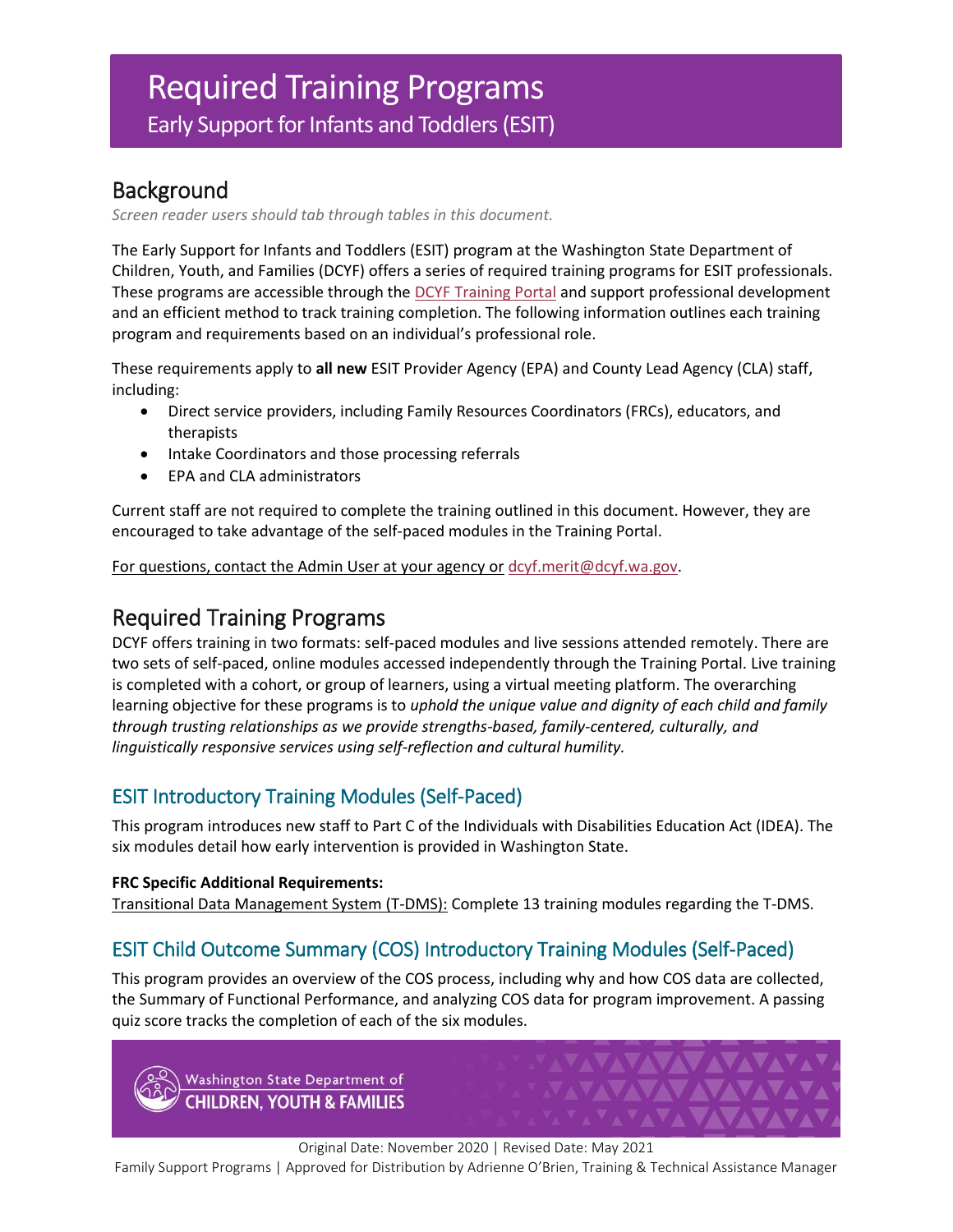# Required Training Programs

Early Support for Infants and Toddlers (ESIT)

## Background

*Screen reader users should tab through tables in this document.*

The Early Support for Infants and Toddlers (ESIT) program at the Washington State Department of Children, Youth, and Families (DCYF) offers a series of required training programs for ESIT professionals. These programs are accessible through the DCYF Training Portal and support professional development and an efficient method to track training completion. The following information outlines each training program and requirements based on an individual's professional role.

These requirements apply to **all new** ESIT Provider Agency (EPA) and County Lead Agency (CLA) staff, including:

- Direct service providers, including Family Resources Coordinators (FRCs), educators, and therapists
- Intake Coordinators and those processing referrals
- EPA and CLA administrators

Current staff are not required to complete the training outlined in this document. However, they are encouraged to take advantage of the self-paced modules in the Training Portal.

For questions, contact the Admin User at your agency or dcyf.merit@dcyf.wa.gov.

## Required Training Programs

DCYF offers training in two formats: self-paced modules and live sessions attended remotely. There are two sets of self-paced, online modules accessed independently through the Training Portal. Live training is completed with a cohort, or group of learners, using a virtual meeting platform. The overarching learning objective for these programs is to *uphold the unique value and dignity of each child and family through trusting relationships as we provide strengths-based, family-centered, culturally, and linguistically responsive services using self-reflection and cultural humility.*

### ESIT Introductory Training Modules (Self-Paced)

This program introduces new staff to Part C of the Individuals with Disabilities Education Act (IDEA). The six modules detail how early intervention is provided in Washington State.

**FRC Specific Additional Requirements:**
Transitional Data Management System (T-DMS): Complete 13 training modules regarding the T-DMS.

### ESIT Child Outcome Summary (COS) Introductory Training Modules (Self-Paced)

This program provides an overview of the COS process, including why and how COS data are collected, the Summary of Functional Performance, and analyzing COS data for program improvement. A passing quiz score tracks the completion of each of the six modules.

Washington State Department of CHILDREN, YOUTH & FAMILIES

Original Date: November 2020 | Revised Date: May 2021
Family Support Programs | Approved for Distribution by Adrienne O'Brien, Training & Technical Assistance Manager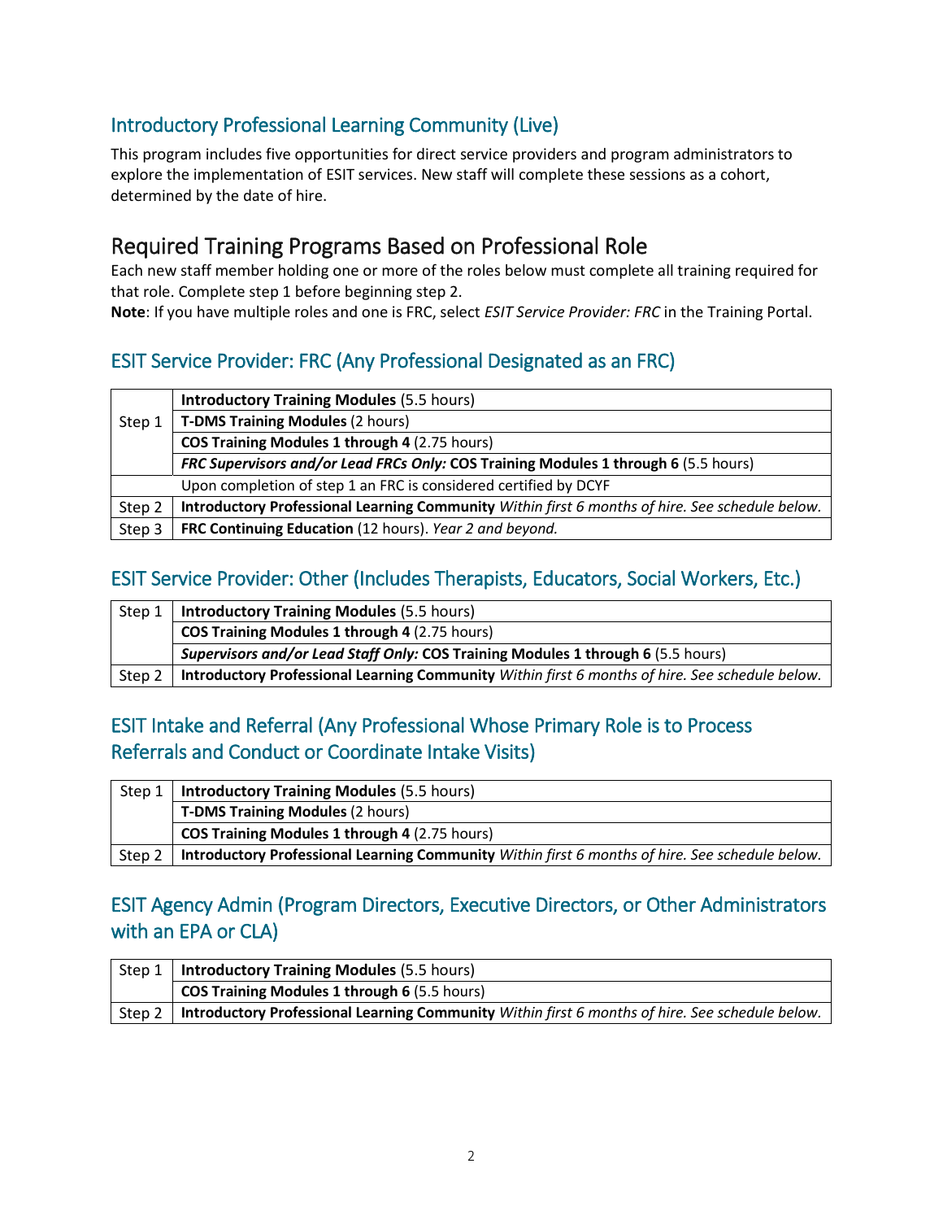### Introductory Professional Learning Community (Live)

This program includes five opportunities for direct service providers and program administrators to explore the implementation of ESIT services. New staff will complete these sessions as a cohort, determined by the date of hire.

## Required Training Programs Based on Professional Role

Each new staff member holding one or more of the roles below must complete all training required for that role. Complete step 1 before beginning step 2.

**Note**: If you have multiple roles and one is FRC, select *ESIT Service Provider: FRC* in the Training Portal.

### ESIT Service Provider: FRC (Any Professional Designated as an FRC)

| | |
|---|---|
| Step 1 | **Introductory Training Modules** (5.5 hours) |
| | **T-DMS Training Modules** (2 hours) |
| | **COS Training Modules 1 through 4** (2.75 hours) |
| | ***FRC Supervisors and/or Lead FRCs Only:* COS Training Modules 1 through 6** (5.5 hours) |
| | Upon completion of step 1 an FRC is considered certified by DCYF |
| Step 2 | **Introductory Professional Learning Community** *Within first 6 months of hire. See schedule below.* |
| Step 3 | **FRC Continuing Education** (12 hours). *Year 2 and beyond.* |

### ESIT Service Provider: Other (Includes Therapists, Educators, Social Workers, Etc.)

| | |
|---|---|
| Step 1 | **Introductory Training Modules** (5.5 hours) |
| | **COS Training Modules 1 through 4** (2.75 hours) |
| | ***Supervisors and/or Lead Staff Only:* COS Training Modules 1 through 6** (5.5 hours) |
| Step 2 | **Introductory Professional Learning Community** *Within first 6 months of hire. See schedule below.* |

### ESIT Intake and Referral (Any Professional Whose Primary Role is to Process Referrals and Conduct or Coordinate Intake Visits)

| | |
|---|---|
| Step 1 | **Introductory Training Modules** (5.5 hours) |
| | **T-DMS Training Modules** (2 hours) |
| | **COS Training Modules 1 through 4** (2.75 hours) |
| Step 2 | **Introductory Professional Learning Community** *Within first 6 months of hire. See schedule below.* |

### ESIT Agency Admin (Program Directors, Executive Directors, or Other Administrators with an EPA or CLA)

| | |
|---|---|
| Step 1 | **Introductory Training Modules** (5.5 hours) |
| | **COS Training Modules 1 through 6** (5.5 hours) |
| Step 2 | **Introductory Professional Learning Community** *Within first 6 months of hire. See schedule below.* |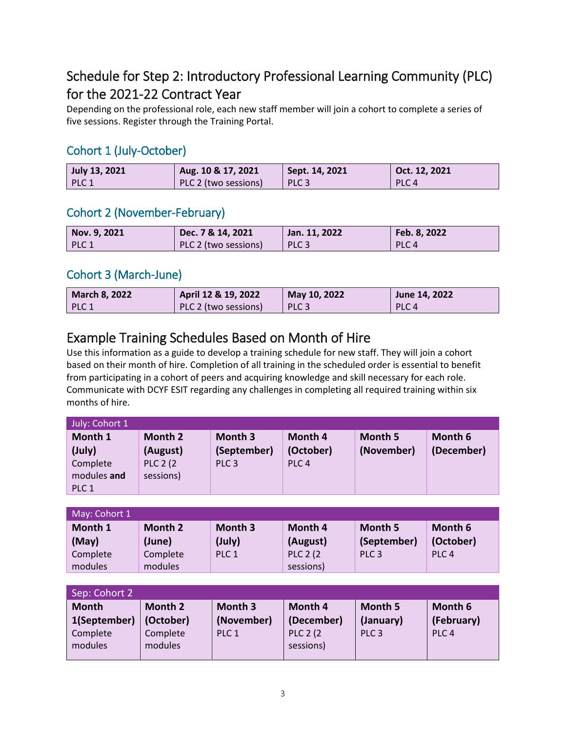## Schedule for Step 2: Introductory Professional Learning Community (PLC) for the 2021-22 Contract Year

Depending on the professional role, each new staff member will join a cohort to complete a series of five sessions. Register through the Training Portal.

### Cohort 1 (July-October)

| July 13, 2021 | Aug. 10 & 17, 2021 | Sept. 14, 2021 | Oct. 12, 2021 |
|---|---|---|---|
| PLC 1 | PLC 2 (two sessions) | PLC 3 | PLC 4 |

### Cohort 2 (November-February)

| Nov. 9, 2021 | Dec. 7 & 14, 2021 | Jan. 11, 2022 | Feb. 8, 2022 |
|---|---|---|---|
| PLC 1 | PLC 2 (two sessions) | PLC 3 | PLC 4 |

### Cohort 3 (March-June)

| March 8, 2022 | April 12 & 19, 2022 | May 10, 2022 | June 14, 2022 |
|---|---|---|---|
| PLC 1 | PLC 2 (two sessions) | PLC 3 | PLC 4 |

## Example Training Schedules Based on Month of Hire

Use this information as a guide to develop a training schedule for new staff. They will join a cohort based on their month of hire. Completion of all training in the scheduled order is essential to benefit from participating in a cohort of peers and acquiring knowledge and skill necessary for each role. Communicate with DCYF ESIT regarding any challenges in completing all required training within six months of hire.

| July: Cohort 1 | | | | | |
|---|---|---|---|---|---|
| **Month 1 (July)** Complete modules **and** PLC 1 | **Month 2 (August)** PLC 2 (2 sessions) | **Month 3 (September)** PLC 3 | **Month 4 (October)** PLC 4 | **Month 5 (November)** | **Month 6 (December)** |

| May: Cohort 1 | | | | | |
|---|---|---|---|---|---|
| **Month 1 (May)** Complete modules | **Month 2 (June)** Complete modules | **Month 3 (July)** PLC 1 | **Month 4 (August)** PLC 2 (2 sessions) | **Month 5 (September)** PLC 3 | **Month 6 (October)** PLC 4 |

| Sep: Cohort 2 | | | | | |
|---|---|---|---|---|---|
| **Month 1(September)** Complete modules | **Month 2 (October)** Complete modules | **Month 3 (November)** PLC 1 | **Month 4 (December)** PLC 2 (2 sessions) | **Month 5 (January)** PLC 3 | **Month 6 (February)** PLC 4 |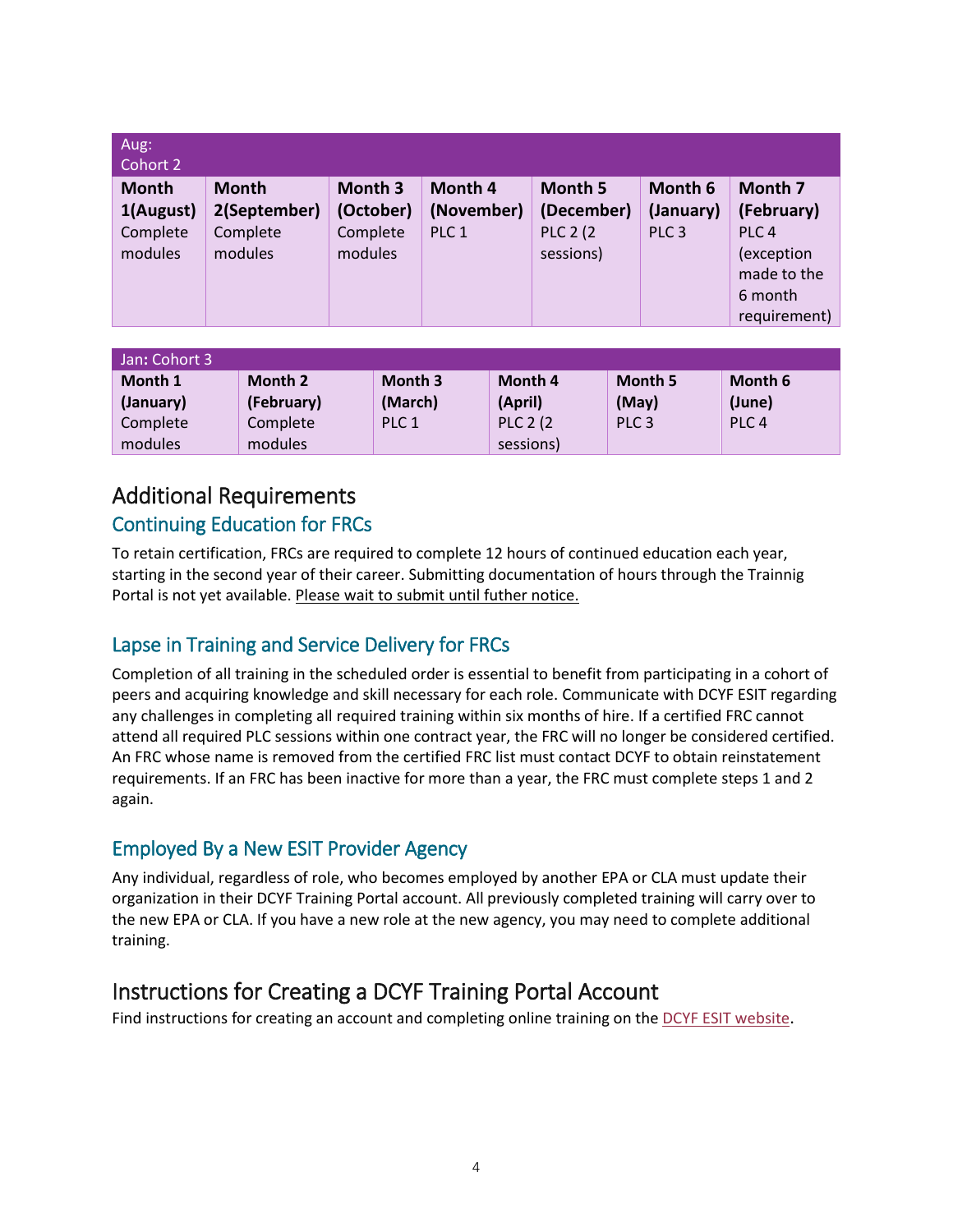| Aug: Cohort 2 | | | | | | |
|---|---|---|---|---|---|---|
| **Month 1(August)** Complete modules | **Month 2(September)** Complete modules | **Month 3 (October)** Complete modules | **Month 4 (November)** PLC 1 | **Month 5 (December)** PLC 2 (2 sessions) | **Month 6 (January)** PLC 3 | **Month 7 (February)** PLC 4 (exception made to the 6 month requirement) |

| Jan: Cohort 3 | | | | | |
|---|---|---|---|---|---|
| **Month 1 (January)** Complete modules | **Month 2 (February)** Complete modules | **Month 3 (March)** PLC 1 | **Month 4 (April)** PLC 2 (2 sessions) | **Month 5 (May)** PLC 3 | **Month 6 (June)** PLC 4 |

# Additional Requirements

## Continuing Education for FRCs

To retain certification, FRCs are required to complete 12 hours of continued education each year, starting in the second year of their career. Submitting documentation of hours through the Trainnig Portal is not yet available. Please wait to submit until futher notice.

## Lapse in Training and Service Delivery for FRCs

Completion of all training in the scheduled order is essential to benefit from participating in a cohort of peers and acquiring knowledge and skill necessary for each role. Communicate with DCYF ESIT regarding any challenges in completing all required training within six months of hire. If a certified FRC cannot attend all required PLC sessions within one contract year, the FRC will no longer be considered certified. An FRC whose name is removed from the certified FRC list must contact DCYF to obtain reinstatement requirements. If an FRC has been inactive for more than a year, the FRC must complete steps 1 and 2 again.

## Employed By a New ESIT Provider Agency

Any individual, regardless of role, who becomes employed by another EPA or CLA must update their organization in their DCYF Training Portal account. All previously completed training will carry over to the new EPA or CLA. If you have a new role at the new agency, you may need to complete additional training.

# Instructions for Creating a DCYF Training Portal Account

Find instructions for creating an account and completing online training on the DCYF ESIT website.